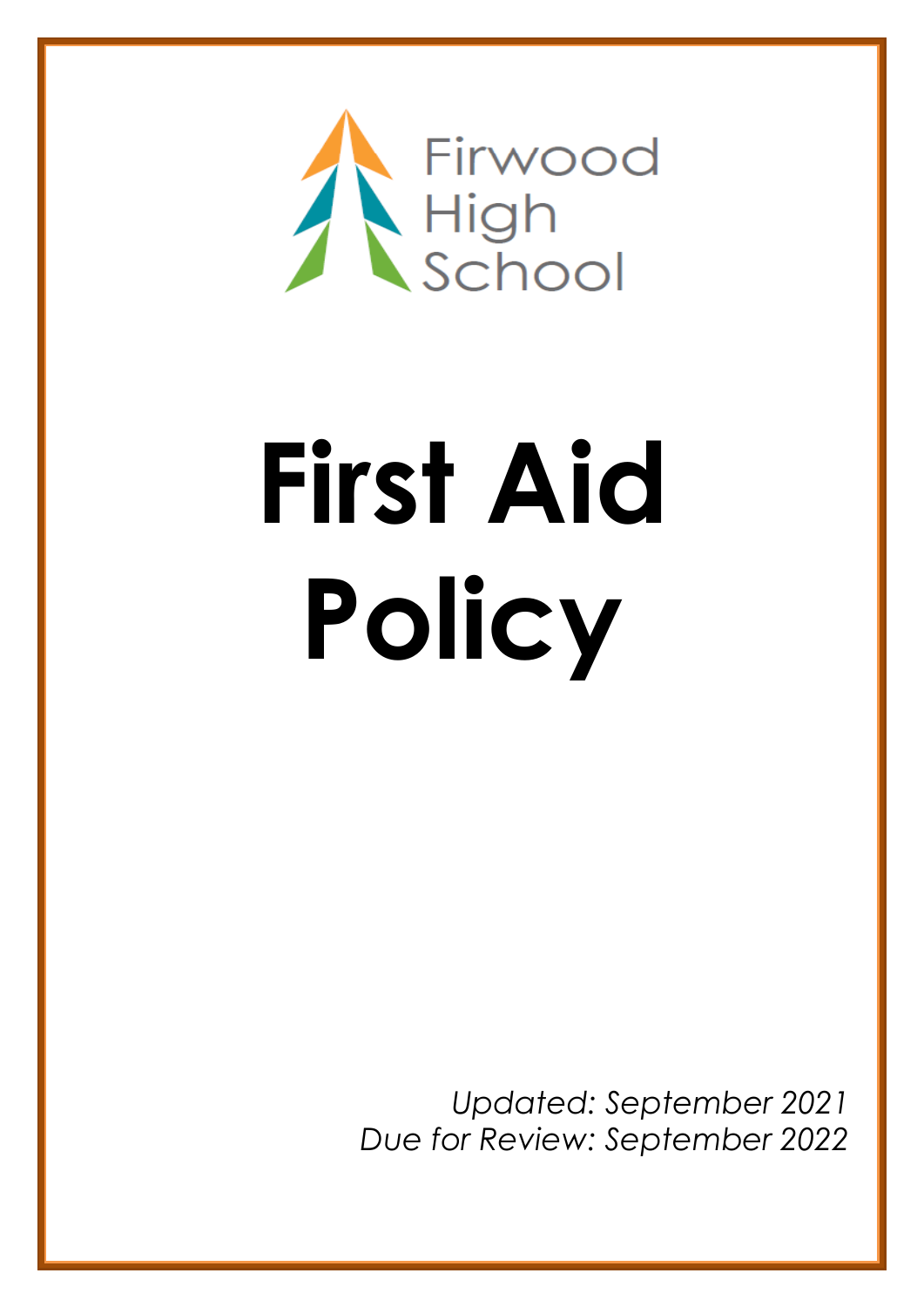Firwood High School

# First Aid Policy

*Updated: September 2021*
*Due for Review: September 2022*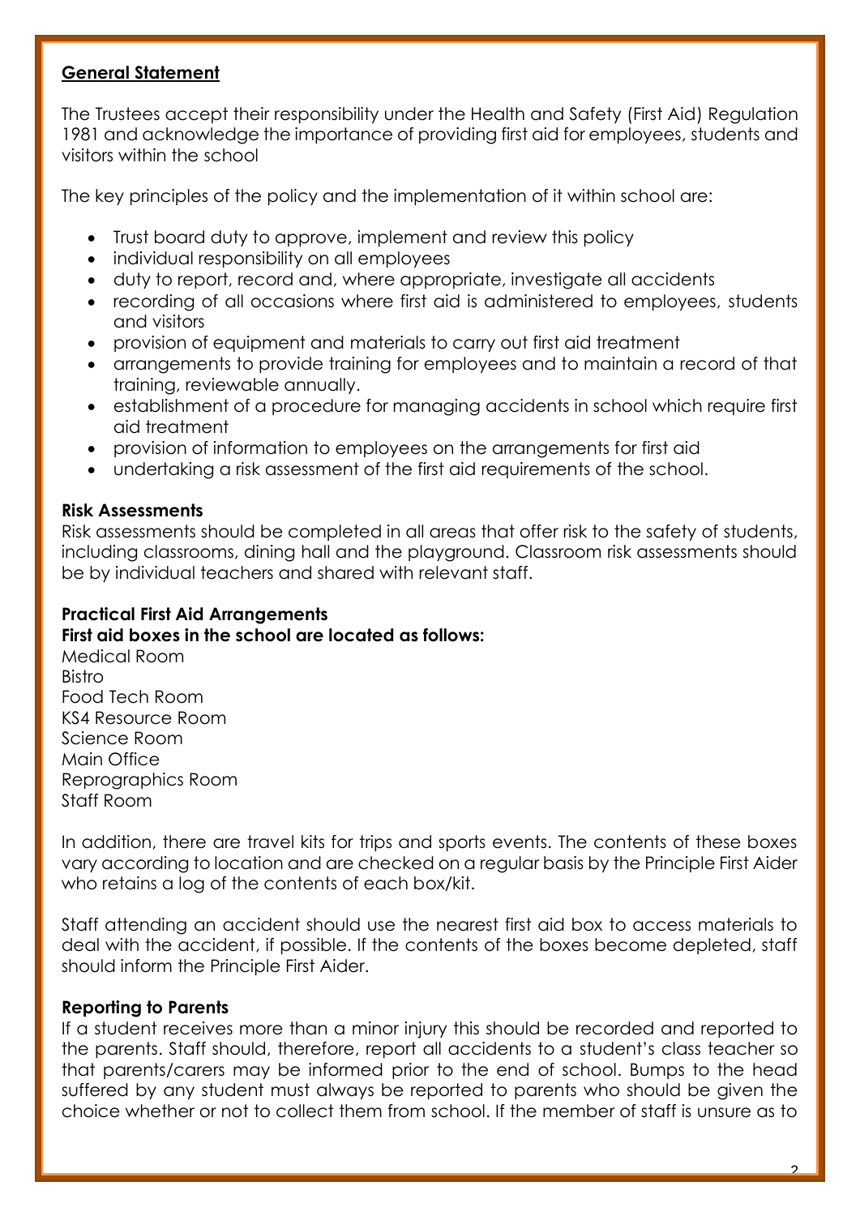## General Statement

The Trustees accept their responsibility under the Health and Safety (First Aid) Regulation 1981 and acknowledge the importance of providing first aid for employees, students and visitors within the school

The key principles of the policy and the implementation of it within school are:

- Trust board duty to approve, implement and review this policy
- individual responsibility on all employees
- duty to report, record and, where appropriate, investigate all accidents
- recording of all occasions where first aid is administered to employees, students and visitors
- provision of equipment and materials to carry out first aid treatment
- arrangements to provide training for employees and to maintain a record of that training, reviewable annually.
- establishment of a procedure for managing accidents in school which require first aid treatment
- provision of information to employees on the arrangements for first aid
- undertaking a risk assessment of the first aid requirements of the school.

### Risk Assessments

Risk assessments should be completed in all areas that offer risk to the safety of students, including classrooms, dining hall and the playground. Classroom risk assessments should be by individual teachers and shared with relevant staff.

### Practical First Aid Arrangements

**First aid boxes in the school are located as follows:**

Medical Room
Bistro
Food Tech Room
KS4 Resource Room
Science Room
Main Office
Reprographics Room
Staff Room

In addition, there are travel kits for trips and sports events. The contents of these boxes vary according to location and are checked on a regular basis by the Principle First Aider who retains a log of the contents of each box/kit.

Staff attending an accident should use the nearest first aid box to access materials to deal with the accident, if possible. If the contents of the boxes become depleted, staff should inform the Principle First Aider.

### Reporting to Parents

If a student receives more than a minor injury this should be recorded and reported to the parents. Staff should, therefore, report all accidents to a student's class teacher so that parents/carers may be informed prior to the end of school. Bumps to the head suffered by any student must always be reported to parents who should be given the choice whether or not to collect them from school. If the member of staff is unsure as to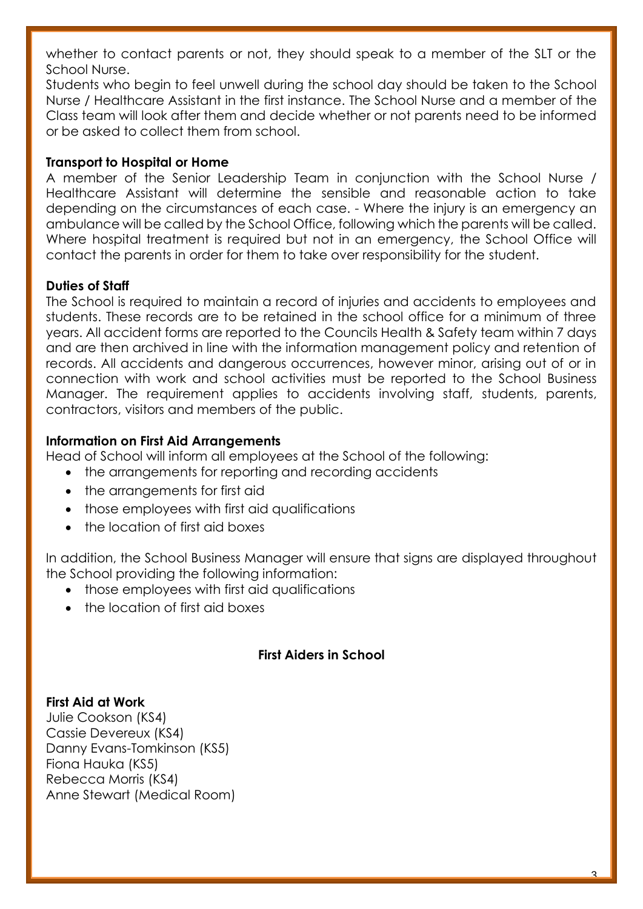whether to contact parents or not, they should speak to a member of the SLT or the School Nurse.
Students who begin to feel unwell during the school day should be taken to the School Nurse / Healthcare Assistant in the first instance. The School Nurse and a member of the Class team will look after them and decide whether or not parents need to be informed or be asked to collect them from school.

**Transport to Hospital or Home**
A member of the Senior Leadership Team in conjunction with the School Nurse / Healthcare Assistant will determine the sensible and reasonable action to take depending on the circumstances of each case. - Where the injury is an emergency an ambulance will be called by the School Office, following which the parents will be called. Where hospital treatment is required but not in an emergency, the School Office will contact the parents in order for them to take over responsibility for the student.

**Duties of Staff**
The School is required to maintain a record of injuries and accidents to employees and students. These records are to be retained in the school office for a minimum of three years. All accident forms are reported to the Councils Health & Safety team within 7 days and are then archived in line with the information management policy and retention of records. All accidents and dangerous occurrences, however minor, arising out of or in connection with work and school activities must be reported to the School Business Manager. The requirement applies to accidents involving staff, students, parents, contractors, visitors and members of the public.

**Information on First Aid Arrangements**
Head of School will inform all employees at the School of the following:

- the arrangements for reporting and recording accidents
- the arrangements for first aid
- those employees with first aid qualifications
- the location of first aid boxes

In addition, the School Business Manager will ensure that signs are displayed throughout the School providing the following information:

- those employees with first aid qualifications
- the location of first aid boxes

**First Aiders in School**

**First Aid at Work**
Julie Cookson (KS4)
Cassie Devereux (KS4)
Danny Evans-Tomkinson (KS5)
Fiona Hauka (KS5)
Rebecca Morris (KS4)
Anne Stewart (Medical Room)